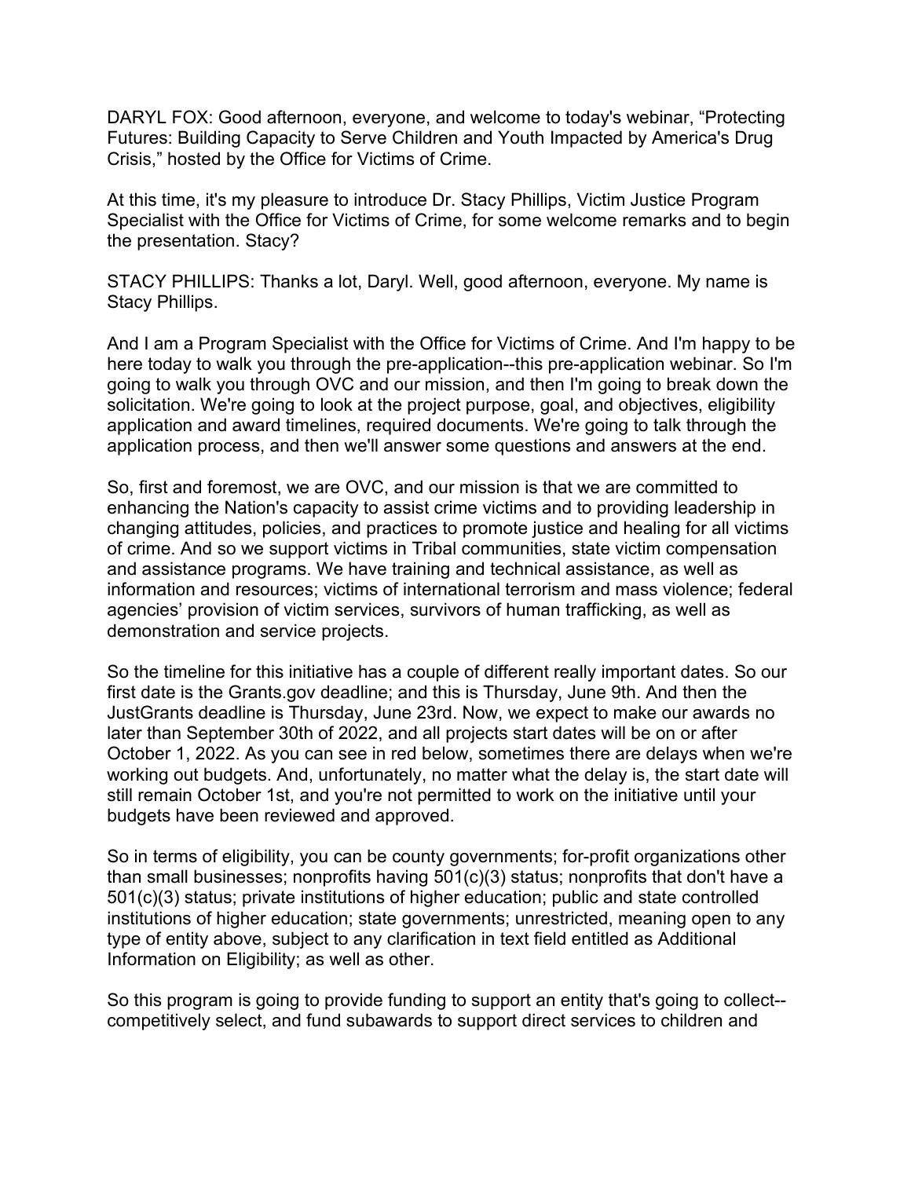DARYL FOX: Good afternoon, everyone, and welcome to today's webinar, "Protecting Futures: Building Capacity to Serve Children and Youth Impacted by America's Drug Crisis," hosted by the Office for Victims of Crime.

At this time, it's my pleasure to introduce Dr. Stacy Phillips, Victim Justice Program Specialist with the Office for Victims of Crime, for some welcome remarks and to begin the presentation. Stacy?

STACY PHILLIPS: Thanks a lot, Daryl. Well, good afternoon, everyone. My name is Stacy Phillips.

And I am a Program Specialist with the Office for Victims of Crime. And I'm happy to be here today to walk you through the pre-application--this pre-application webinar. So I'm going to walk you through OVC and our mission, and then I'm going to break down the solicitation. We're going to look at the project purpose, goal, and objectives, eligibility application and award timelines, required documents. We're going to talk through the application process, and then we'll answer some questions and answers at the end.

So, first and foremost, we are OVC, and our mission is that we are committed to enhancing the Nation's capacity to assist crime victims and to providing leadership in changing attitudes, policies, and practices to promote justice and healing for all victims of crime. And so we support victims in Tribal communities, state victim compensation and assistance programs. We have training and technical assistance, as well as information and resources; victims of international terrorism and mass violence; federal agencies' provision of victim services, survivors of human trafficking, as well as demonstration and service projects.

So the timeline for this initiative has a couple of different really important dates. So our first date is the Grants.gov deadline; and this is Thursday, June 9th. And then the JustGrants deadline is Thursday, June 23rd. Now, we expect to make our awards no later than September 30th of 2022, and all projects start dates will be on or after October 1, 2022. As you can see in red below, sometimes there are delays when we're working out budgets. And, unfortunately, no matter what the delay is, the start date will still remain October 1st, and you're not permitted to work on the initiative until your budgets have been reviewed and approved.

So in terms of eligibility, you can be county governments; for-profit organizations other than small businesses; nonprofits having 501(c)(3) status; nonprofits that don't have a 501(c)(3) status; private institutions of higher education; public and state controlled institutions of higher education; state governments; unrestricted, meaning open to any type of entity above, subject to any clarification in text field entitled as Additional Information on Eligibility; as well as other.

So this program is going to provide funding to support an entity that's going to collect--competitively select, and fund subawards to support direct services to children and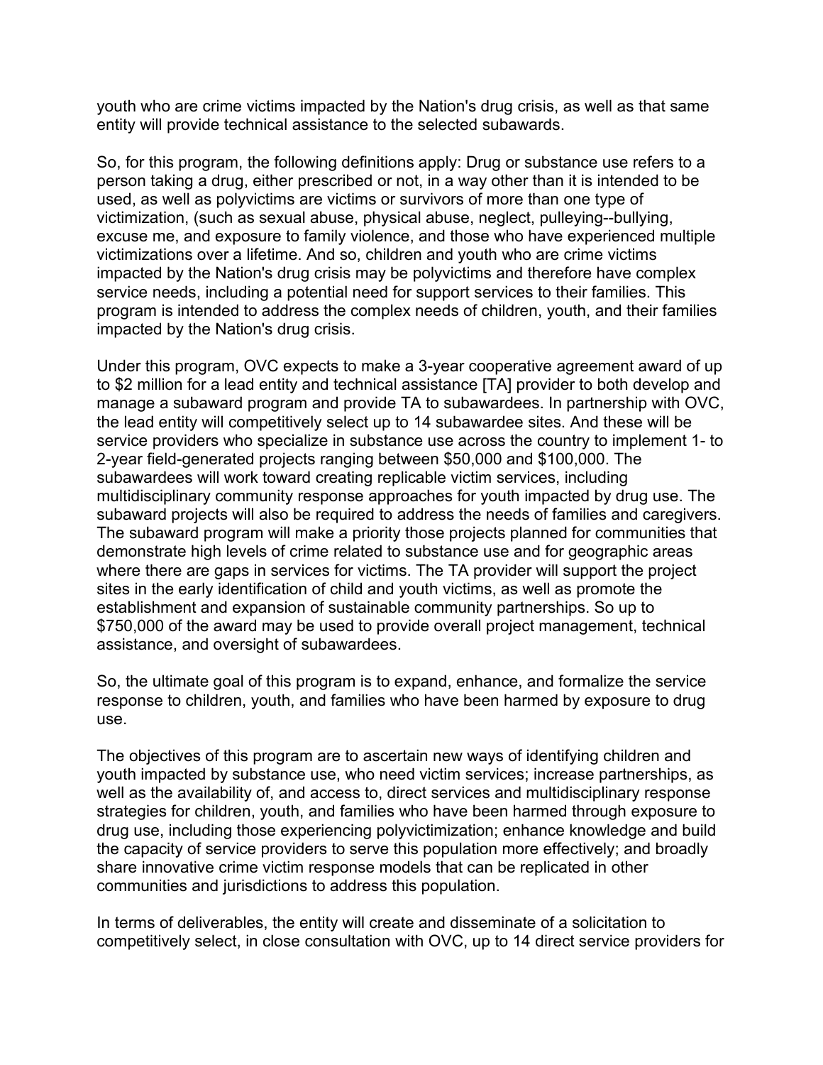youth who are crime victims impacted by the Nation's drug crisis, as well as that same entity will provide technical assistance to the selected subawards.

So, for this program, the following definitions apply: Drug or substance use refers to a person taking a drug, either prescribed or not, in a way other than it is intended to be used, as well as polyvictims are victims or survivors of more than one type of victimization, (such as sexual abuse, physical abuse, neglect, pulleying--bullying, excuse me, and exposure to family violence, and those who have experienced multiple victimizations over a lifetime. And so, children and youth who are crime victims impacted by the Nation's drug crisis may be polyvictims and therefore have complex service needs, including a potential need for support services to their families. This program is intended to address the complex needs of children, youth, and their families impacted by the Nation's drug crisis.

Under this program, OVC expects to make a 3-year cooperative agreement award of up to $2 million for a lead entity and technical assistance [TA] provider to both develop and manage a subaward program and provide TA to subawardees. In partnership with OVC, the lead entity will competitively select up to 14 subawardee sites. And these will be service providers who specialize in substance use across the country to implement 1- to 2-year field-generated projects ranging between $50,000 and $100,000. The subawardees will work toward creating replicable victim services, including multidisciplinary community response approaches for youth impacted by drug use. The subaward projects will also be required to address the needs of families and caregivers. The subaward program will make a priority those projects planned for communities that demonstrate high levels of crime related to substance use and for geographic areas where there are gaps in services for victims. The TA provider will support the project sites in the early identification of child and youth victims, as well as promote the establishment and expansion of sustainable community partnerships. So up to $750,000 of the award may be used to provide overall project management, technical assistance, and oversight of subawardees.

So, the ultimate goal of this program is to expand, enhance, and formalize the service response to children, youth, and families who have been harmed by exposure to drug use.

The objectives of this program are to ascertain new ways of identifying children and youth impacted by substance use, who need victim services; increase partnerships, as well as the availability of, and access to, direct services and multidisciplinary response strategies for children, youth, and families who have been harmed through exposure to drug use, including those experiencing polyvictimization; enhance knowledge and build the capacity of service providers to serve this population more effectively; and broadly share innovative crime victim response models that can be replicated in other communities and jurisdictions to address this population.

In terms of deliverables, the entity will create and disseminate of a solicitation to competitively select, in close consultation with OVC, up to 14 direct service providers for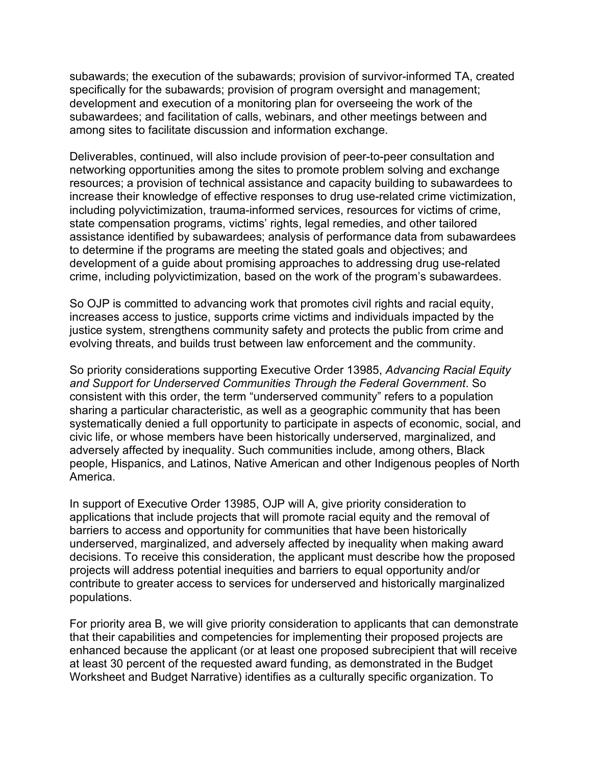subawards; the execution of the subawards; provision of survivor-informed TA, created specifically for the subawards; provision of program oversight and management; development and execution of a monitoring plan for overseeing the work of the subawardees; and facilitation of calls, webinars, and other meetings between and among sites to facilitate discussion and information exchange.

Deliverables, continued, will also include provision of peer-to-peer consultation and networking opportunities among the sites to promote problem solving and exchange resources; a provision of technical assistance and capacity building to subawardees to increase their knowledge of effective responses to drug use-related crime victimization, including polyvictimization, trauma-informed services, resources for victims of crime, state compensation programs, victims' rights, legal remedies, and other tailored assistance identified by subawardees; analysis of performance data from subawardees to determine if the programs are meeting the stated goals and objectives; and development of a guide about promising approaches to addressing drug use-related crime, including polyvictimization, based on the work of the program's subawardees.

So OJP is committed to advancing work that promotes civil rights and racial equity, increases access to justice, supports crime victims and individuals impacted by the justice system, strengthens community safety and protects the public from crime and evolving threats, and builds trust between law enforcement and the community.

So priority considerations supporting Executive Order 13985, *Advancing Racial Equity and Support for Underserved Communities Through the Federal Government*. So consistent with this order, the term "underserved community" refers to a population sharing a particular characteristic, as well as a geographic community that has been systematically denied a full opportunity to participate in aspects of economic, social, and civic life, or whose members have been historically underserved, marginalized, and adversely affected by inequality. Such communities include, among others, Black people, Hispanics, and Latinos, Native American and other Indigenous peoples of North America.

In support of Executive Order 13985, OJP will A, give priority consideration to applications that include projects that will promote racial equity and the removal of barriers to access and opportunity for communities that have been historically underserved, marginalized, and adversely affected by inequality when making award decisions. To receive this consideration, the applicant must describe how the proposed projects will address potential inequities and barriers to equal opportunity and/or contribute to greater access to services for underserved and historically marginalized populations.

For priority area B, we will give priority consideration to applicants that can demonstrate that their capabilities and competencies for implementing their proposed projects are enhanced because the applicant (or at least one proposed subrecipient that will receive at least 30 percent of the requested award funding, as demonstrated in the Budget Worksheet and Budget Narrative) identifies as a culturally specific organization. To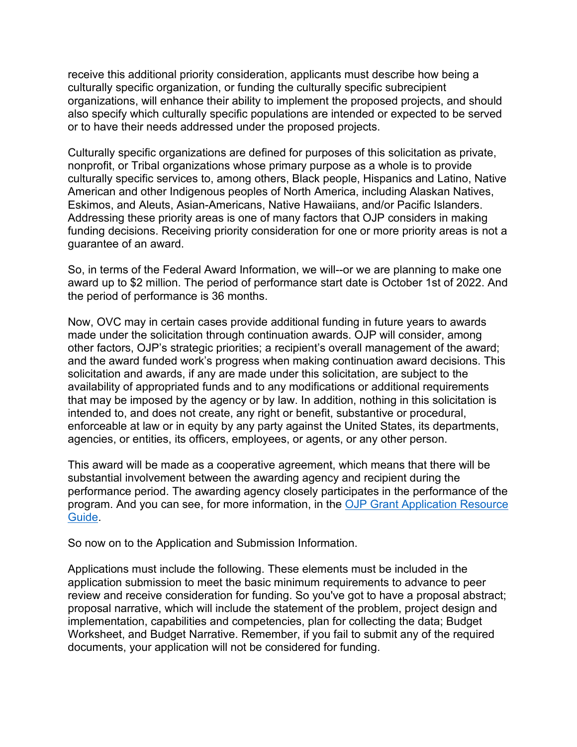receive this additional priority consideration, applicants must describe how being a culturally specific organization, or funding the culturally specific subrecipient organizations, will enhance their ability to implement the proposed projects, and should also specify which culturally specific populations are intended or expected to be served or to have their needs addressed under the proposed projects.

Culturally specific organizations are defined for purposes of this solicitation as private, nonprofit, or Tribal organizations whose primary purpose as a whole is to provide culturally specific services to, among others, Black people, Hispanics and Latino, Native American and other Indigenous peoples of North America, including Alaskan Natives, Eskimos, and Aleuts, Asian-Americans, Native Hawaiians, and/or Pacific Islanders. Addressing these priority areas is one of many factors that OJP considers in making funding decisions. Receiving priority consideration for one or more priority areas is not a guarantee of an award.

So, in terms of the Federal Award Information, we will--or we are planning to make one award up to $2 million. The period of performance start date is October 1st of 2022. And the period of performance is 36 months.

Now, OVC may in certain cases provide additional funding in future years to awards made under the solicitation through continuation awards. OJP will consider, among other factors, OJP's strategic priorities; a recipient's overall management of the award; and the award funded work's progress when making continuation award decisions. This solicitation and awards, if any are made under this solicitation, are subject to the availability of appropriated funds and to any modifications or additional requirements that may be imposed by the agency or by law. In addition, nothing in this solicitation is intended to, and does not create, any right or benefit, substantive or procedural, enforceable at law or in equity by any party against the United States, its departments, agencies, or entities, its officers, employees, or agents, or any other person.

This award will be made as a cooperative agreement, which means that there will be substantial involvement between the awarding agency and recipient during the performance period. The awarding agency closely participates in the performance of the program. And you can see, for more information, in the [OJP Grant Application Resource Guide](https://www.ojp.gov/funding/apply/ojp-grant-application-resource-guide).

So now on to the Application and Submission Information.

Applications must include the following. These elements must be included in the application submission to meet the basic minimum requirements to advance to peer review and receive consideration for funding. So you've got to have a proposal abstract; proposal narrative, which will include the statement of the problem, project design and implementation, capabilities and competencies, plan for collecting the data; Budget Worksheet, and Budget Narrative. Remember, if you fail to submit any of the required documents, your application will not be considered for funding.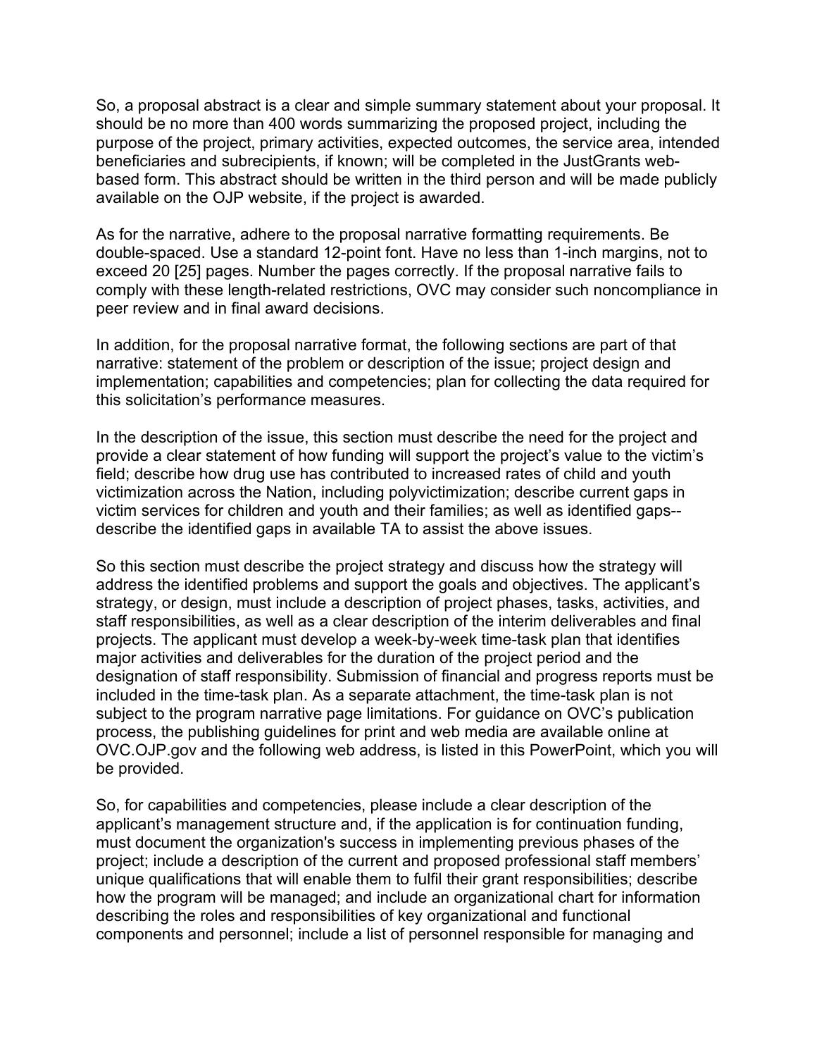So, a proposal abstract is a clear and simple summary statement about your proposal. It should be no more than 400 words summarizing the proposed project, including the purpose of the project, primary activities, expected outcomes, the service area, intended beneficiaries and subrecipients, if known; will be completed in the JustGrants web-based form. This abstract should be written in the third person and will be made publicly available on the OJP website, if the project is awarded.

As for the narrative, adhere to the proposal narrative formatting requirements. Be double-spaced. Use a standard 12-point font. Have no less than 1-inch margins, not to exceed 20 [25] pages. Number the pages correctly. If the proposal narrative fails to comply with these length-related restrictions, OVC may consider such noncompliance in peer review and in final award decisions.

In addition, for the proposal narrative format, the following sections are part of that narrative: statement of the problem or description of the issue; project design and implementation; capabilities and competencies; plan for collecting the data required for this solicitation's performance measures.

In the description of the issue, this section must describe the need for the project and provide a clear statement of how funding will support the project's value to the victim's field; describe how drug use has contributed to increased rates of child and youth victimization across the Nation, including polyvictimization; describe current gaps in victim services for children and youth and their families; as well as identified gaps--describe the identified gaps in available TA to assist the above issues.

So this section must describe the project strategy and discuss how the strategy will address the identified problems and support the goals and objectives. The applicant's strategy, or design, must include a description of project phases, tasks, activities, and staff responsibilities, as well as a clear description of the interim deliverables and final projects. The applicant must develop a week-by-week time-task plan that identifies major activities and deliverables for the duration of the project period and the designation of staff responsibility. Submission of financial and progress reports must be included in the time-task plan. As a separate attachment, the time-task plan is not subject to the program narrative page limitations. For guidance on OVC's publication process, the publishing guidelines for print and web media are available online at OVC.OJP.gov and the following web address, is listed in this PowerPoint, which you will be provided.

So, for capabilities and competencies, please include a clear description of the applicant's management structure and, if the application is for continuation funding, must document the organization's success in implementing previous phases of the project; include a description of the current and proposed professional staff members' unique qualifications that will enable them to fulfil their grant responsibilities; describe how the program will be managed; and include an organizational chart for information describing the roles and responsibilities of key organizational and functional components and personnel; include a list of personnel responsible for managing and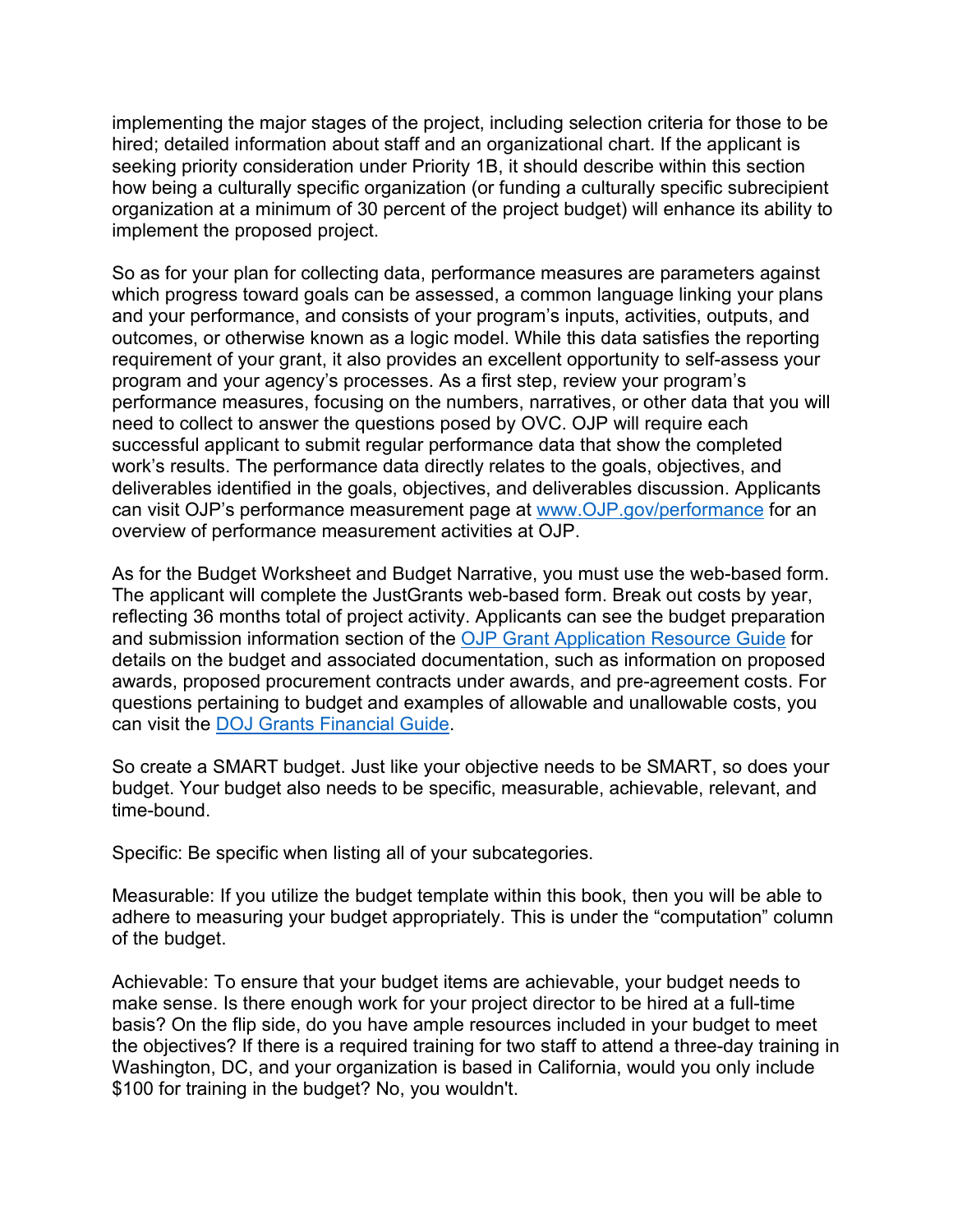implementing the major stages of the project, including selection criteria for those to be hired; detailed information about staff and an organizational chart. If the applicant is seeking priority consideration under Priority 1B, it should describe within this section how being a culturally specific organization (or funding a culturally specific subrecipient organization at a minimum of 30 percent of the project budget) will enhance its ability to implement the proposed project.

So as for your plan for collecting data, performance measures are parameters against which progress toward goals can be assessed, a common language linking your plans and your performance, and consists of your program's inputs, activities, outputs, and outcomes, or otherwise known as a logic model. While this data satisfies the reporting requirement of your grant, it also provides an excellent opportunity to self-assess your program and your agency's processes. As a first step, review your program's performance measures, focusing on the numbers, narratives, or other data that you will need to collect to answer the questions posed by OVC. OJP will require each successful applicant to submit regular performance data that show the completed work's results. The performance data directly relates to the goals, objectives, and deliverables identified in the goals, objectives, and deliverables discussion. Applicants can visit OJP's performance measurement page at [www.OJP.gov/performance](www.OJP.gov/performance) for an overview of performance measurement activities at OJP.

As for the Budget Worksheet and Budget Narrative, you must use the web-based form. The applicant will complete the JustGrants web-based form. Break out costs by year, reflecting 36 months total of project activity. Applicants can see the budget preparation and submission information section of the [OJP Grant Application Resource Guide]() for details on the budget and associated documentation, such as information on proposed awards, proposed procurement contracts under awards, and pre-agreement costs. For questions pertaining to budget and examples of allowable and unallowable costs, you can visit the [DOJ Grants Financial Guide]().

So create a SMART budget. Just like your objective needs to be SMART, so does your budget. Your budget also needs to be specific, measurable, achievable, relevant, and time-bound.

Specific: Be specific when listing all of your subcategories.

Measurable: If you utilize the budget template within this book, then you will be able to adhere to measuring your budget appropriately. This is under the "computation" column of the budget.

Achievable: To ensure that your budget items are achievable, your budget needs to make sense. Is there enough work for your project director to be hired at a full-time basis? On the flip side, do you have ample resources included in your budget to meet the objectives? If there is a required training for two staff to attend a three-day training in Washington, DC, and your organization is based in California, would you only include $100 for training in the budget? No, you wouldn't.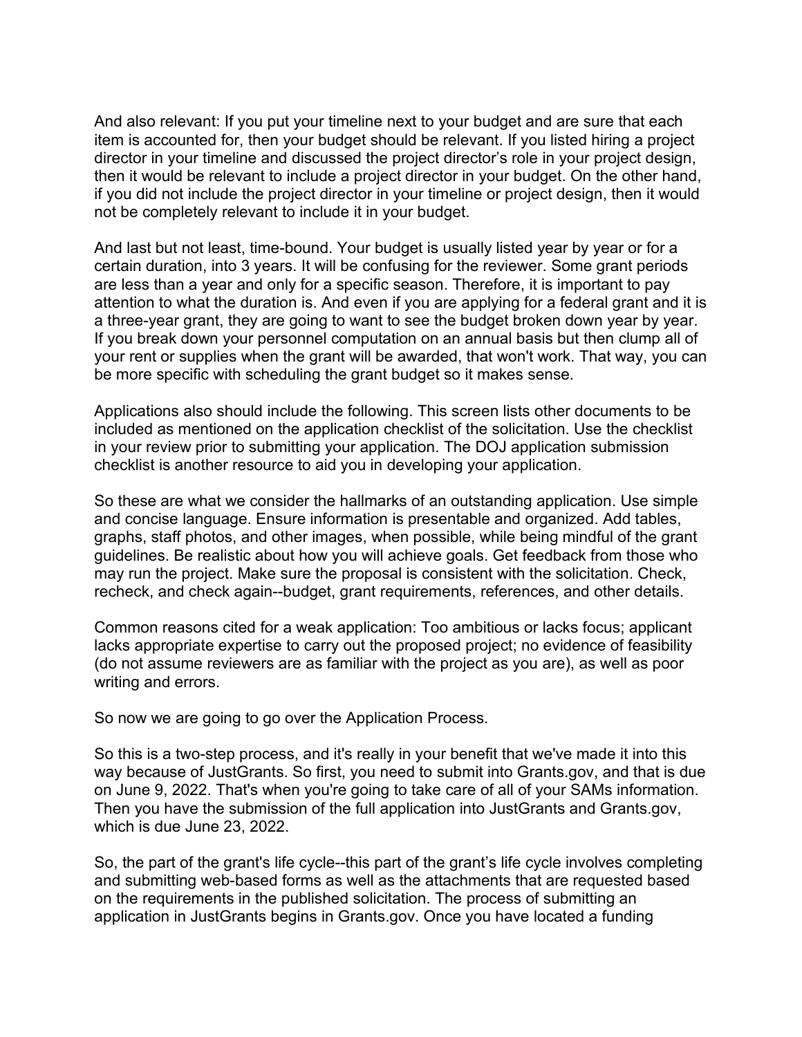And also relevant: If you put your timeline next to your budget and are sure that each item is accounted for, then your budget should be relevant. If you listed hiring a project director in your timeline and discussed the project director's role in your project design, then it would be relevant to include a project director in your budget. On the other hand, if you did not include the project director in your timeline or project design, then it would not be completely relevant to include it in your budget.

And last but not least, time-bound. Your budget is usually listed year by year or for a certain duration, into 3 years. It will be confusing for the reviewer. Some grant periods are less than a year and only for a specific season. Therefore, it is important to pay attention to what the duration is. And even if you are applying for a federal grant and it is a three-year grant, they are going to want to see the budget broken down year by year. If you break down your personnel computation on an annual basis but then clump all of your rent or supplies when the grant will be awarded, that won't work. That way, you can be more specific with scheduling the grant budget so it makes sense.

Applications also should include the following. This screen lists other documents to be included as mentioned on the application checklist of the solicitation. Use the checklist in your review prior to submitting your application. The DOJ application submission checklist is another resource to aid you in developing your application.

So these are what we consider the hallmarks of an outstanding application. Use simple and concise language. Ensure information is presentable and organized. Add tables, graphs, staff photos, and other images, when possible, while being mindful of the grant guidelines. Be realistic about how you will achieve goals. Get feedback from those who may run the project. Make sure the proposal is consistent with the solicitation. Check, recheck, and check again--budget, grant requirements, references, and other details.

Common reasons cited for a weak application: Too ambitious or lacks focus; applicant lacks appropriate expertise to carry out the proposed project; no evidence of feasibility (do not assume reviewers are as familiar with the project as you are), as well as poor writing and errors.

So now we are going to go over the Application Process.

So this is a two-step process, and it's really in your benefit that we've made it into this way because of JustGrants. So first, you need to submit into Grants.gov, and that is due on June 9, 2022. That's when you're going to take care of all of your SAMs information. Then you have the submission of the full application into JustGrants and Grants.gov, which is due June 23, 2022.

So, the part of the grant's life cycle--this part of the grant's life cycle involves completing and submitting web-based forms as well as the attachments that are requested based on the requirements in the published solicitation. The process of submitting an application in JustGrants begins in Grants.gov. Once you have located a funding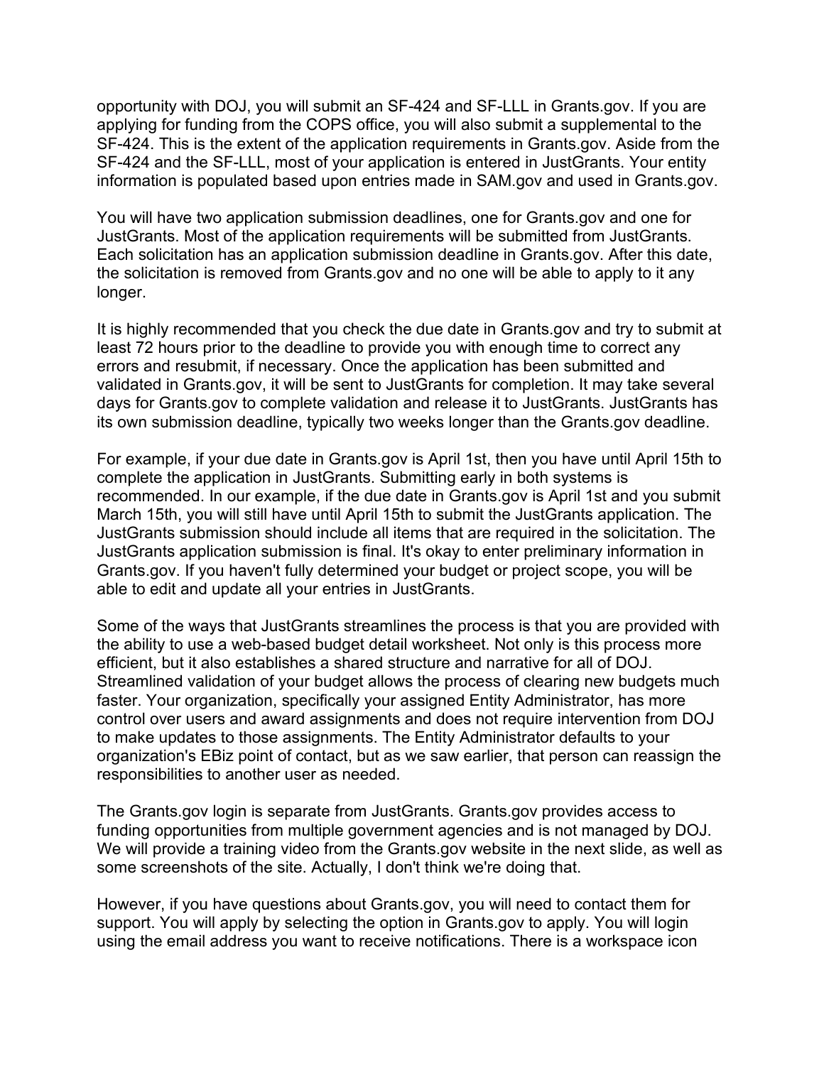opportunity with DOJ, you will submit an SF-424 and SF-LLL in Grants.gov. If you are applying for funding from the COPS office, you will also submit a supplemental to the SF-424. This is the extent of the application requirements in Grants.gov. Aside from the SF-424 and the SF-LLL, most of your application is entered in JustGrants. Your entity information is populated based upon entries made in SAM.gov and used in Grants.gov.

You will have two application submission deadlines, one for Grants.gov and one for JustGrants. Most of the application requirements will be submitted from JustGrants. Each solicitation has an application submission deadline in Grants.gov. After this date, the solicitation is removed from Grants.gov and no one will be able to apply to it any longer.

It is highly recommended that you check the due date in Grants.gov and try to submit at least 72 hours prior to the deadline to provide you with enough time to correct any errors and resubmit, if necessary. Once the application has been submitted and validated in Grants.gov, it will be sent to JustGrants for completion. It may take several days for Grants.gov to complete validation and release it to JustGrants. JustGrants has its own submission deadline, typically two weeks longer than the Grants.gov deadline.

For example, if your due date in Grants.gov is April 1st, then you have until April 15th to complete the application in JustGrants. Submitting early in both systems is recommended. In our example, if the due date in Grants.gov is April 1st and you submit March 15th, you will still have until April 15th to submit the JustGrants application. The JustGrants submission should include all items that are required in the solicitation. The JustGrants application submission is final. It's okay to enter preliminary information in Grants.gov. If you haven't fully determined your budget or project scope, you will be able to edit and update all your entries in JustGrants.

Some of the ways that JustGrants streamlines the process is that you are provided with the ability to use a web-based budget detail worksheet. Not only is this process more efficient, but it also establishes a shared structure and narrative for all of DOJ. Streamlined validation of your budget allows the process of clearing new budgets much faster. Your organization, specifically your assigned Entity Administrator, has more control over users and award assignments and does not require intervention from DOJ to make updates to those assignments. The Entity Administrator defaults to your organization's EBiz point of contact, but as we saw earlier, that person can reassign the responsibilities to another user as needed.

The Grants.gov login is separate from JustGrants. Grants.gov provides access to funding opportunities from multiple government agencies and is not managed by DOJ. We will provide a training video from the Grants.gov website in the next slide, as well as some screenshots of the site. Actually, I don't think we're doing that.

However, if you have questions about Grants.gov, you will need to contact them for support. You will apply by selecting the option in Grants.gov to apply. You will login using the email address you want to receive notifications. There is a workspace icon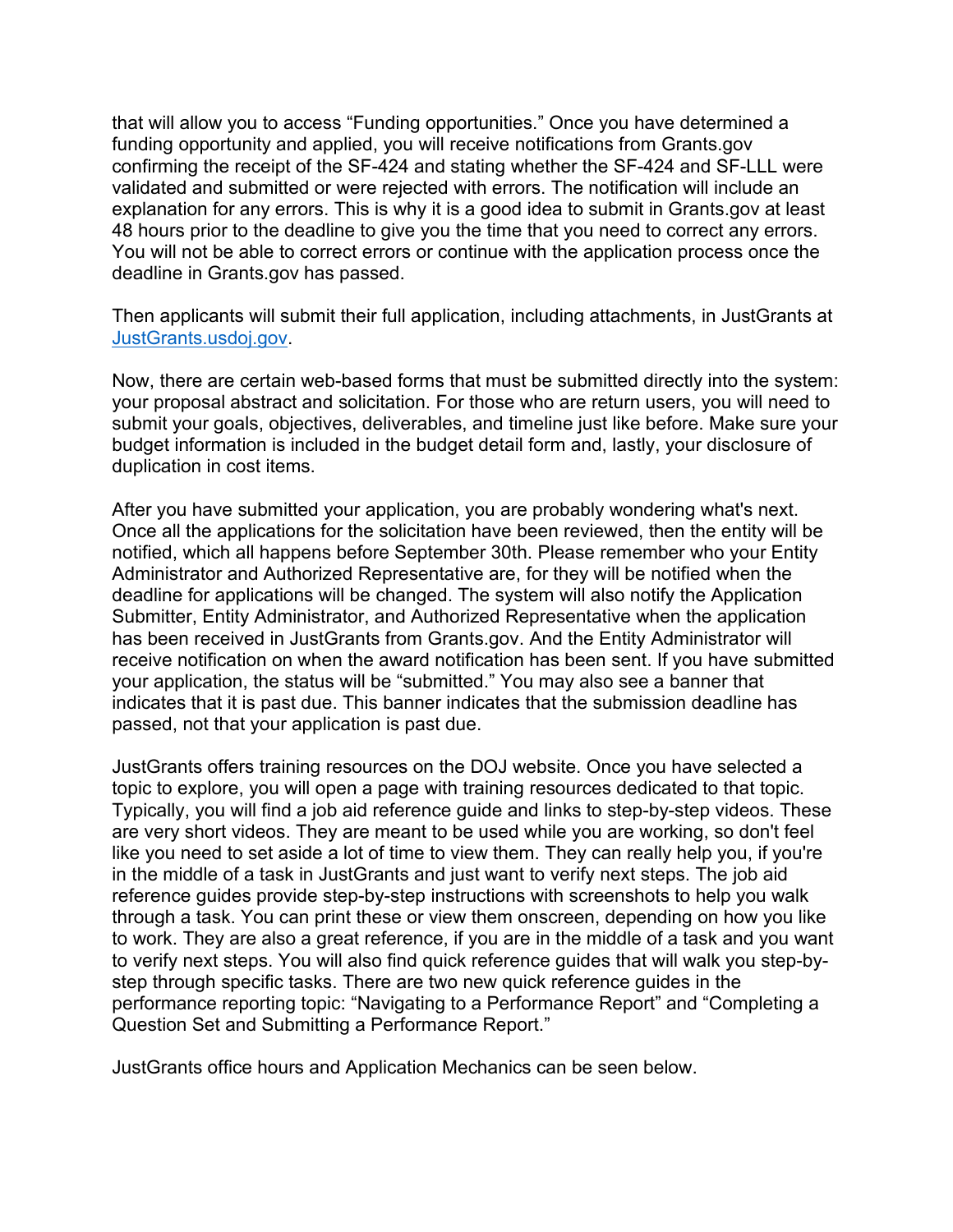that will allow you to access "Funding opportunities." Once you have determined a funding opportunity and applied, you will receive notifications from Grants.gov confirming the receipt of the SF-424 and stating whether the SF-424 and SF-LLL were validated and submitted or were rejected with errors. The notification will include an explanation for any errors. This is why it is a good idea to submit in Grants.gov at least 48 hours prior to the deadline to give you the time that you need to correct any errors. You will not be able to correct errors or continue with the application process once the deadline in Grants.gov has passed.

Then applicants will submit their full application, including attachments, in JustGrants at [JustGrants.usdoj.gov](https://JustGrants.usdoj.gov).

Now, there are certain web-based forms that must be submitted directly into the system: your proposal abstract and solicitation. For those who are return users, you will need to submit your goals, objectives, deliverables, and timeline just like before. Make sure your budget information is included in the budget detail form and, lastly, your disclosure of duplication in cost items.

After you have submitted your application, you are probably wondering what's next. Once all the applications for the solicitation have been reviewed, then the entity will be notified, which all happens before September 30th. Please remember who your Entity Administrator and Authorized Representative are, for they will be notified when the deadline for applications will be changed. The system will also notify the Application Submitter, Entity Administrator, and Authorized Representative when the application has been received in JustGrants from Grants.gov. And the Entity Administrator will receive notification on when the award notification has been sent. If you have submitted your application, the status will be "submitted." You may also see a banner that indicates that it is past due. This banner indicates that the submission deadline has passed, not that your application is past due.

JustGrants offers training resources on the DOJ website. Once you have selected a topic to explore, you will open a page with training resources dedicated to that topic. Typically, you will find a job aid reference guide and links to step-by-step videos. These are very short videos. They are meant to be used while you are working, so don't feel like you need to set aside a lot of time to view them. They can really help you, if you're in the middle of a task in JustGrants and just want to verify next steps. The job aid reference guides provide step-by-step instructions with screenshots to help you walk through a task. You can print these or view them onscreen, depending on how you like to work. They are also a great reference, if you are in the middle of a task and you want to verify next steps. You will also find quick reference guides that will walk you step-by-step through specific tasks. There are two new quick reference guides in the performance reporting topic: "Navigating to a Performance Report" and "Completing a Question Set and Submitting a Performance Report."

JustGrants office hours and Application Mechanics can be seen below.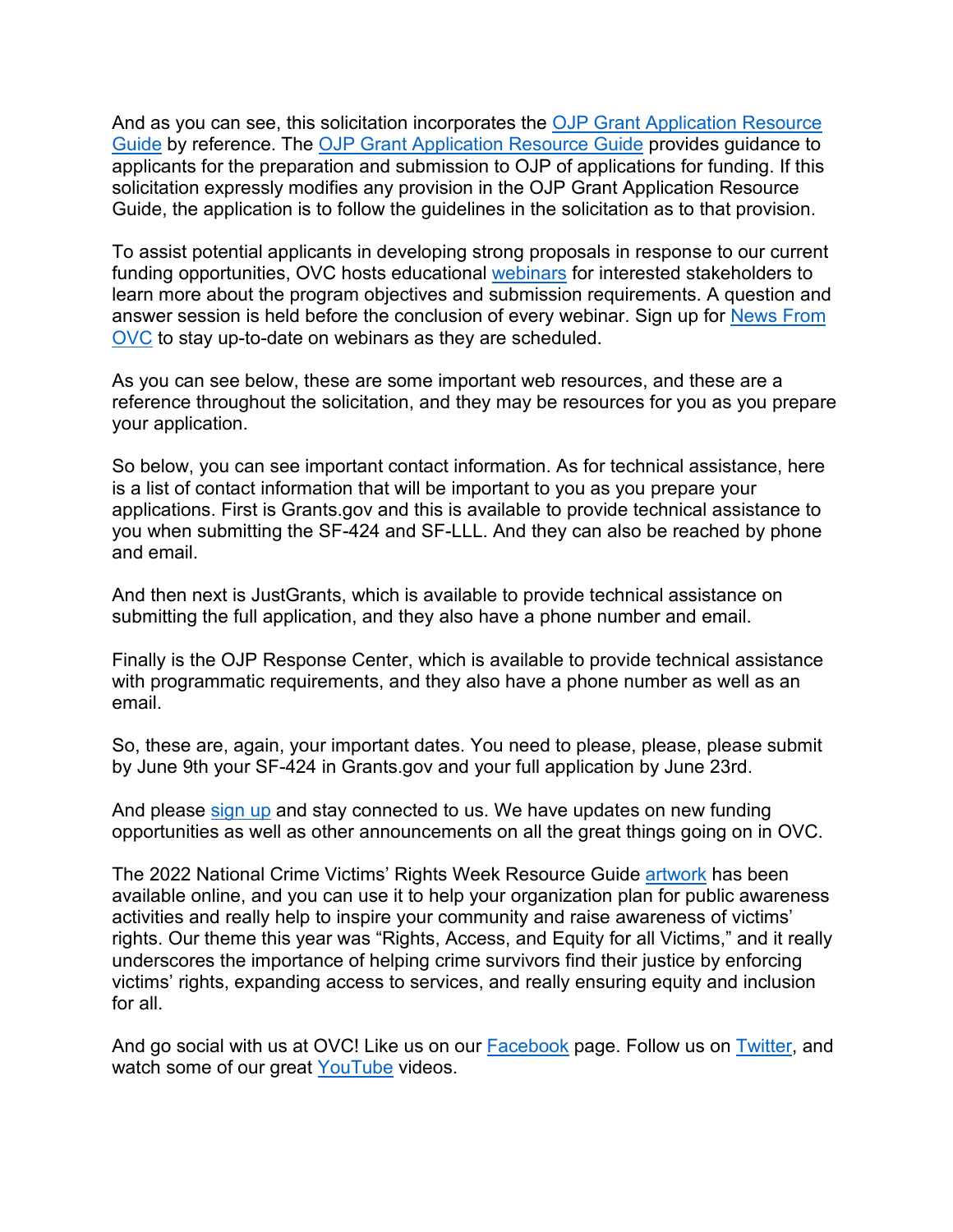And as you can see, this solicitation incorporates the OJP Grant Application Resource Guide by reference. The OJP Grant Application Resource Guide provides guidance to applicants for the preparation and submission to OJP of applications for funding. If this solicitation expressly modifies any provision in the OJP Grant Application Resource Guide, the application is to follow the guidelines in the solicitation as to that provision.

To assist potential applicants in developing strong proposals in response to our current funding opportunities, OVC hosts educational webinars for interested stakeholders to learn more about the program objectives and submission requirements. A question and answer session is held before the conclusion of every webinar. Sign up for News From OVC to stay up-to-date on webinars as they are scheduled.

As you can see below, these are some important web resources, and these are a reference throughout the solicitation, and they may be resources for you as you prepare your application.

So below, you can see important contact information. As for technical assistance, here is a list of contact information that will be important to you as you prepare your applications. First is Grants.gov and this is available to provide technical assistance to you when submitting the SF-424 and SF-LLL. And they can also be reached by phone and email.

And then next is JustGrants, which is available to provide technical assistance on submitting the full application, and they also have a phone number and email.

Finally is the OJP Response Center, which is available to provide technical assistance with programmatic requirements, and they also have a phone number as well as an email.

So, these are, again, your important dates. You need to please, please, please submit by June 9th your SF-424 in Grants.gov and your full application by June 23rd.

And please sign up and stay connected to us. We have updates on new funding opportunities as well as other announcements on all the great things going on in OVC.

The 2022 National Crime Victims' Rights Week Resource Guide artwork has been available online, and you can use it to help your organization plan for public awareness activities and really help to inspire your community and raise awareness of victims' rights. Our theme this year was "Rights, Access, and Equity for all Victims," and it really underscores the importance of helping crime survivors find their justice by enforcing victims' rights, expanding access to services, and really ensuring equity and inclusion for all.

And go social with us at OVC! Like us on our Facebook page. Follow us on Twitter, and watch some of our great YouTube videos.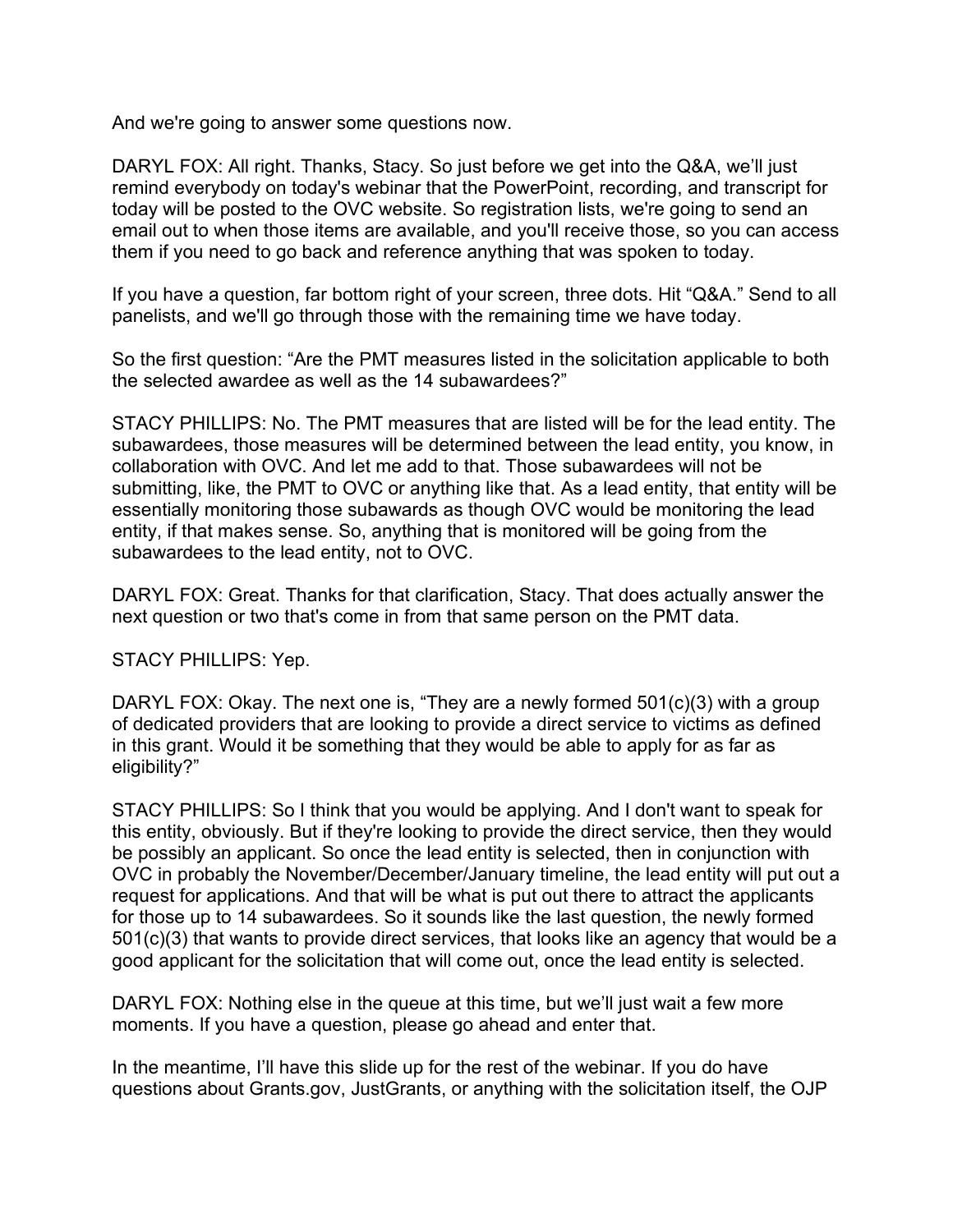And we're going to answer some questions now.

DARYL FOX: All right. Thanks, Stacy. So just before we get into the Q&A, we'll just remind everybody on today's webinar that the PowerPoint, recording, and transcript for today will be posted to the OVC website. So registration lists, we're going to send an email out to when those items are available, and you'll receive those, so you can access them if you need to go back and reference anything that was spoken to today.

If you have a question, far bottom right of your screen, three dots. Hit "Q&A." Send to all panelists, and we'll go through those with the remaining time we have today.

So the first question: "Are the PMT measures listed in the solicitation applicable to both the selected awardee as well as the 14 subawardees?"

STACY PHILLIPS: No. The PMT measures that are listed will be for the lead entity. The subawardees, those measures will be determined between the lead entity, you know, in collaboration with OVC. And let me add to that. Those subawardees will not be submitting, like, the PMT to OVC or anything like that. As a lead entity, that entity will be essentially monitoring those subawards as though OVC would be monitoring the lead entity, if that makes sense. So, anything that is monitored will be going from the subawardees to the lead entity, not to OVC.

DARYL FOX: Great. Thanks for that clarification, Stacy. That does actually answer the next question or two that's come in from that same person on the PMT data.

STACY PHILLIPS: Yep.

DARYL FOX: Okay. The next one is, "They are a newly formed 501(c)(3) with a group of dedicated providers that are looking to provide a direct service to victims as defined in this grant. Would it be something that they would be able to apply for as far as eligibility?"

STACY PHILLIPS: So I think that you would be applying. And I don't want to speak for this entity, obviously. But if they're looking to provide the direct service, then they would be possibly an applicant. So once the lead entity is selected, then in conjunction with OVC in probably the November/December/January timeline, the lead entity will put out a request for applications. And that will be what is put out there to attract the applicants for those up to 14 subawardees. So it sounds like the last question, the newly formed 501(c)(3) that wants to provide direct services, that looks like an agency that would be a good applicant for the solicitation that will come out, once the lead entity is selected.

DARYL FOX: Nothing else in the queue at this time, but we'll just wait a few more moments. If you have a question, please go ahead and enter that.

In the meantime, I'll have this slide up for the rest of the webinar. If you do have questions about Grants.gov, JustGrants, or anything with the solicitation itself, the OJP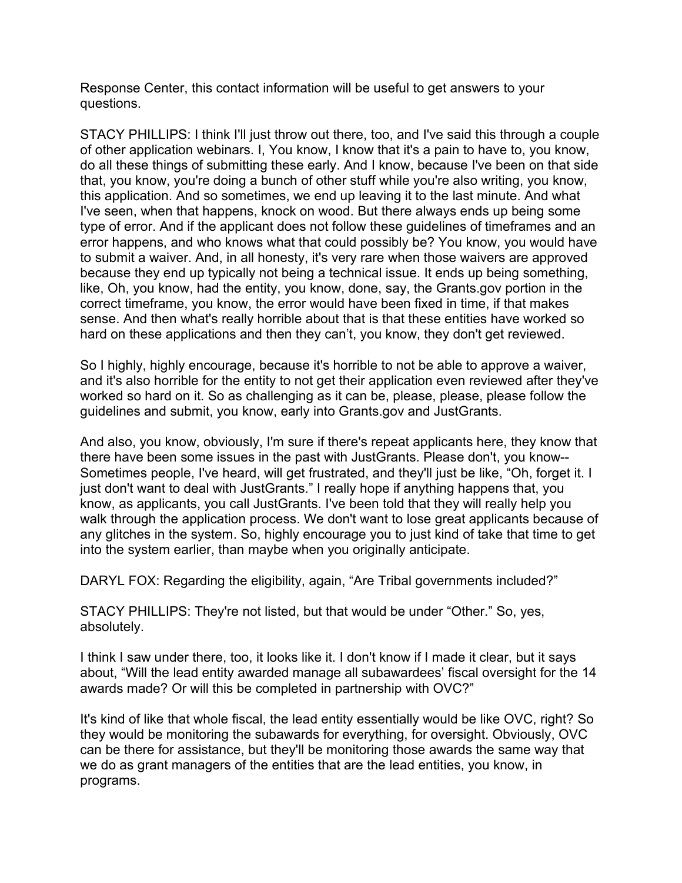Response Center, this contact information will be useful to get answers to your questions.

STACY PHILLIPS: I think I'll just throw out there, too, and I've said this through a couple of other application webinars. I, You know, I know that it's a pain to have to, you know, do all these things of submitting these early. And I know, because I've been on that side that, you know, you're doing a bunch of other stuff while you're also writing, you know, this application. And so sometimes, we end up leaving it to the last minute. And what I've seen, when that happens, knock on wood. But there always ends up being some type of error. And if the applicant does not follow these guidelines of timeframes and an error happens, and who knows what that could possibly be? You know, you would have to submit a waiver. And, in all honesty, it's very rare when those waivers are approved because they end up typically not being a technical issue. It ends up being something, like, Oh, you know, had the entity, you know, done, say, the Grants.gov portion in the correct timeframe, you know, the error would have been fixed in time, if that makes sense. And then what's really horrible about that is that these entities have worked so hard on these applications and then they can't, you know, they don't get reviewed.

So I highly, highly encourage, because it's horrible to not be able to approve a waiver, and it's also horrible for the entity to not get their application even reviewed after they've worked so hard on it. So as challenging as it can be, please, please, please follow the guidelines and submit, you know, early into Grants.gov and JustGrants.

And also, you know, obviously, I'm sure if there's repeat applicants here, they know that there have been some issues in the past with JustGrants. Please don't, you know-- Sometimes people, I've heard, will get frustrated, and they'll just be like, "Oh, forget it. I just don't want to deal with JustGrants." I really hope if anything happens that, you know, as applicants, you call JustGrants. I've been told that they will really help you walk through the application process. We don't want to lose great applicants because of any glitches in the system. So, highly encourage you to just kind of take that time to get into the system earlier, than maybe when you originally anticipate.

DARYL FOX: Regarding the eligibility, again, "Are Tribal governments included?"

STACY PHILLIPS: They're not listed, but that would be under "Other." So, yes, absolutely.

I think I saw under there, too, it looks like it. I don't know if I made it clear, but it says about, "Will the lead entity awarded manage all subawardees' fiscal oversight for the 14 awards made? Or will this be completed in partnership with OVC?"

It's kind of like that whole fiscal, the lead entity essentially would be like OVC, right? So they would be monitoring the subawards for everything, for oversight. Obviously, OVC can be there for assistance, but they'll be monitoring those awards the same way that we do as grant managers of the entities that are the lead entities, you know, in programs.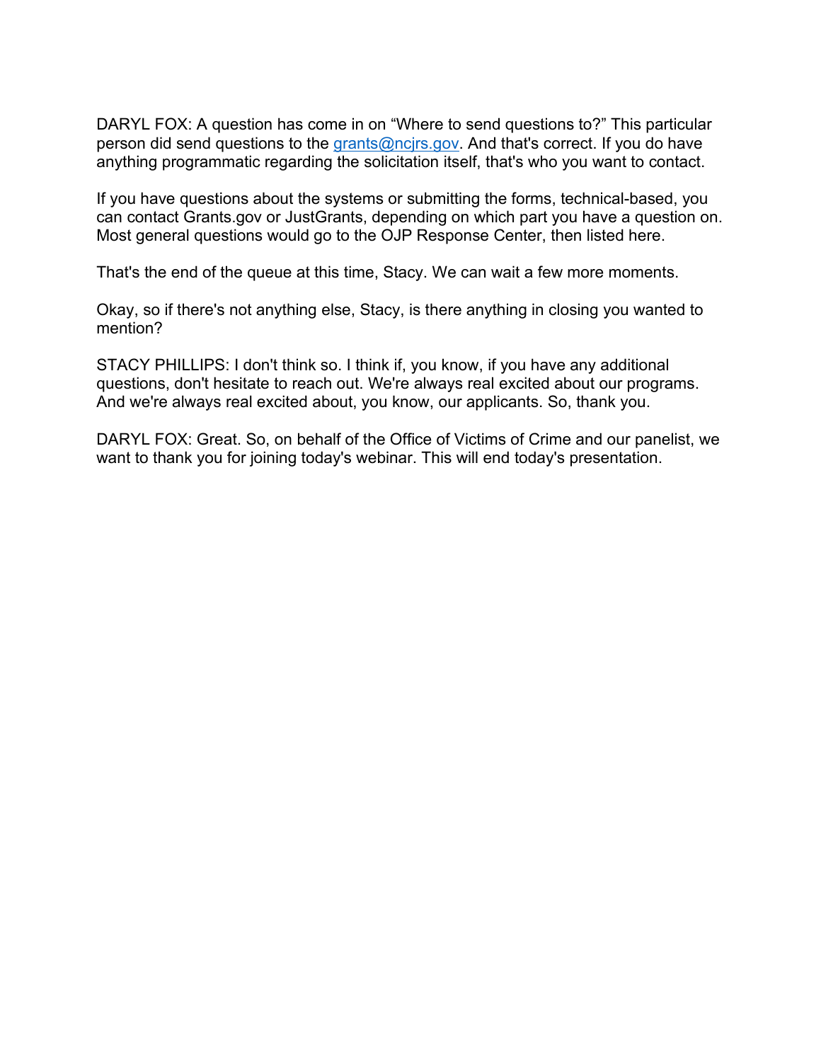DARYL FOX: A question has come in on “Where to send questions to?” This particular person did send questions to the grants@ncjrs.gov. And that's correct. If you do have anything programmatic regarding the solicitation itself, that's who you want to contact.

If you have questions about the systems or submitting the forms, technical-based, you can contact Grants.gov or JustGrants, depending on which part you have a question on. Most general questions would go to the OJP Response Center, then listed here.

That's the end of the queue at this time, Stacy. We can wait a few more moments.

Okay, so if there's not anything else, Stacy, is there anything in closing you wanted to mention?

STACY PHILLIPS: I don't think so. I think if, you know, if you have any additional questions, don't hesitate to reach out. We're always real excited about our programs. And we're always real excited about, you know, our applicants. So, thank you.

DARYL FOX: Great. So, on behalf of the Office of Victims of Crime and our panelist, we want to thank you for joining today's webinar. This will end today's presentation.